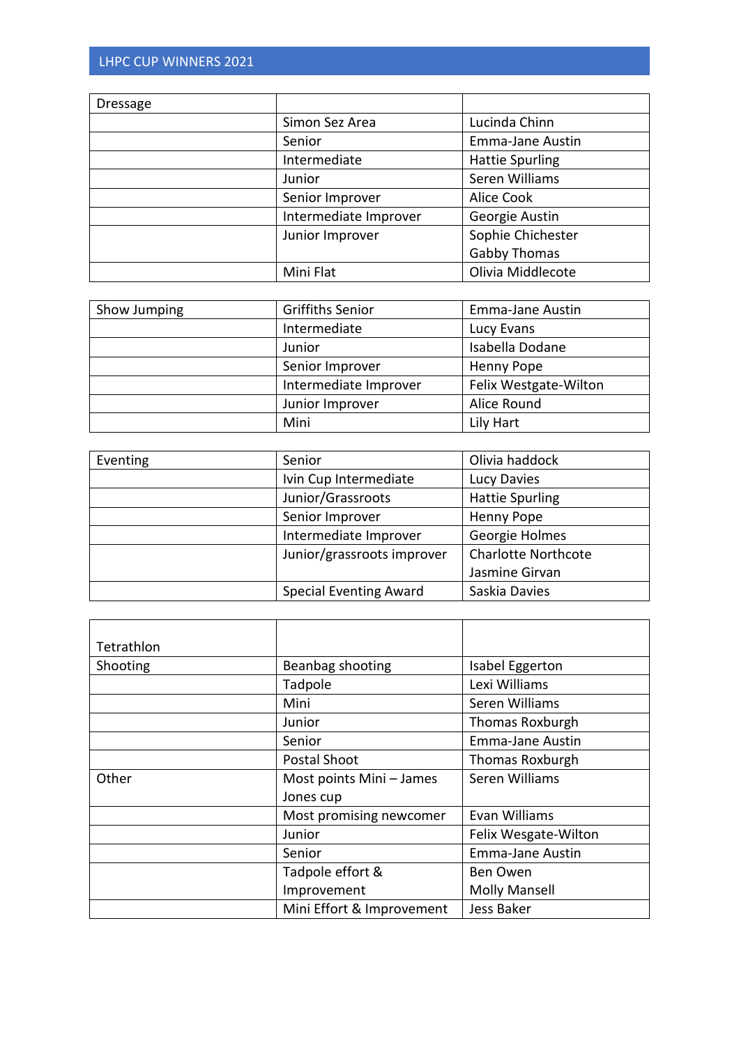# LHPC CUP WINNERS 2021

| Dressage | | |
|---|---|---|
| | Simon Sez Area | Lucinda Chinn |
| | Senior | Emma-Jane Austin |
| | Intermediate | Hattie Spurling |
| | Junior | Seren Williams |
| | Senior Improver | Alice Cook |
| | Intermediate Improver | Georgie Austin |
| | Junior Improver | Sophie Chichester<br>Gabby Thomas |
| | Mini Flat | Olivia Middlecote |

| Show Jumping | Griffiths Senior | Emma-Jane Austin |
|---|---|---|
| | Intermediate | Lucy Evans |
| | Junior | Isabella Dodane |
| | Senior Improver | Henny Pope |
| | Intermediate Improver | Felix Westgate-Wilton |
| | Junior Improver | Alice Round |
| | Mini | Lily Hart |

| Eventing | Senior | Olivia haddock |
|---|---|---|
| | Ivin Cup Intermediate | Lucy Davies |
| | Junior/Grassroots | Hattie Spurling |
| | Senior Improver | Henny Pope |
| | Intermediate Improver | Georgie Holmes |
| | Junior/grassroots improver | Charlotte Northcote<br>Jasmine Girvan |
| | Special Eventing Award | Saskia Davies |

| Tetrathlon | | |
|---|---|---|
| Shooting | Beanbag shooting | Isabel Eggerton |
| | Tadpole | Lexi Williams |
| | Mini | Seren Williams |
| | Junior | Thomas Roxburgh |
| | Senior | Emma-Jane Austin |
| | Postal Shoot | Thomas Roxburgh |
| Other | Most points Mini – James Jones cup | Seren Williams |
| | Most promising newcomer | Evan Williams |
| | Junior | Felix Wesgate-Wilton |
| | Senior | Emma-Jane Austin |
| | Tadpole effort & Improvement | Ben Owen<br>Molly Mansell |
| | Mini Effort & Improvement | Jess Baker |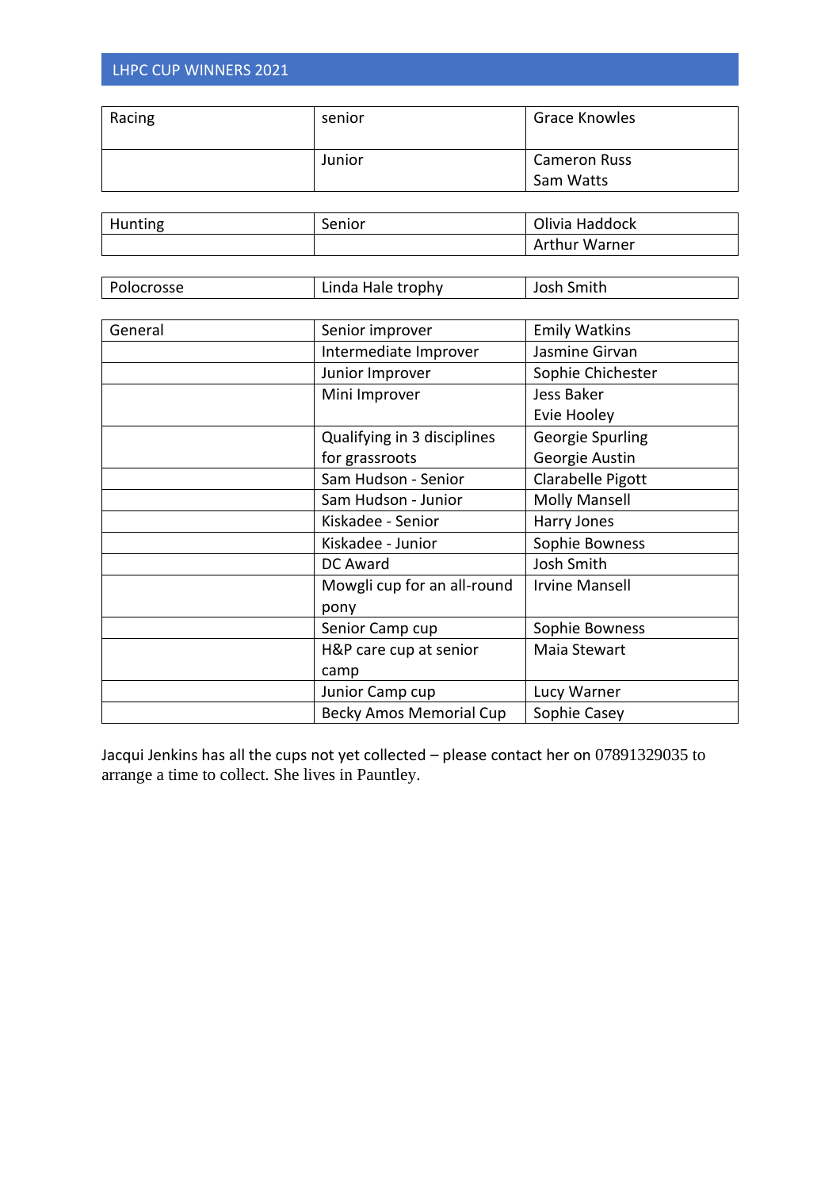## LHPC CUP WINNERS 2021

| | | |
|---|---|---|
| Racing | senior | Grace Knowles |
| | Junior | Cameron Russ<br>Sam Watts |

| | | |
|---|---|---|
| Hunting | Senior | Olivia Haddock |
| | | Arthur Warner |

| | | |
|---|---|---|
| Polocrosse | Linda Hale trophy | Josh Smith |

| | | |
|---|---|---|
| General | Senior improver | Emily Watkins |
| | Intermediate Improver | Jasmine Girvan |
| | Junior Improver | Sophie Chichester |
| | Mini Improver | Jess Baker<br>Evie Hooley |
| | Qualifying in 3 disciplines for grassroots | Georgie Spurling<br>Georgie Austin |
| | Sam Hudson - Senior | Clarabelle Pigott |
| | Sam Hudson - Junior | Molly Mansell |
| | Kiskadee - Senior | Harry Jones |
| | Kiskadee - Junior | Sophie Bowness |
| | DC Award | Josh Smith |
| | Mowgli cup for an all-round pony | Irvine Mansell |
| | Senior Camp cup | Sophie Bowness |
| | H&P care cup at senior camp | Maia Stewart |
| | Junior Camp cup | Lucy Warner |
| | Becky Amos Memorial Cup | Sophie Casey |

Jacqui Jenkins has all the cups not yet collected – please contact her on 07891329035 to arrange a time to collect. She lives in Pauntley.